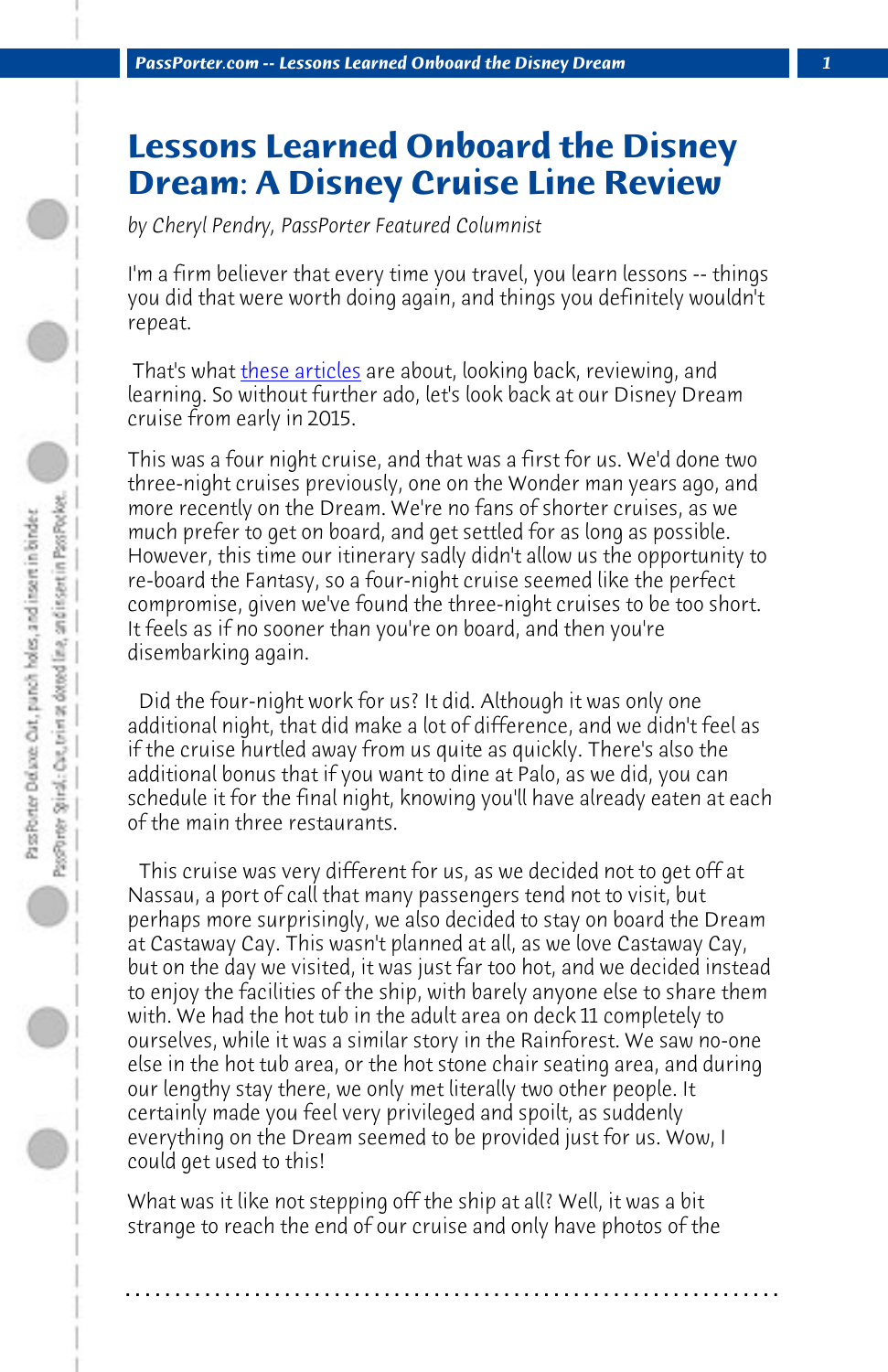# Lessons Learned Onboard the Disney Dream: A Disney Cruise Line Review

*by Cheryl Pendry, PassPorter Featured Columnist*

I'm a firm believer that every time you travel, you learn lessons -- things you did that were worth doing again, and things you definitely wouldn't repeat.

That's what these articles are about, looking back, reviewing, and learning. So without further ado, let's look back at our Disney Dream cruise from early in 2015.

This was a four night cruise, and that was a first for us. We'd done two three-night cruises previously, one on the Wonder man years ago, and more recently on the Dream. We're no fans of shorter cruises, as we much prefer to get on board, and get settled for as long as possible. However, this time our itinerary sadly didn't allow us the opportunity to re-board the Fantasy, so a four-night cruise seemed like the perfect compromise, given we've found the three-night cruises to be too short. It feels as if no sooner than you're on board, and then you're disembarking again.

Did the four-night work for us? It did. Although it was only one additional night, that did make a lot of difference, and we didn't feel as if the cruise hurtled away from us quite as quickly. There's also the additional bonus that if you want to dine at Palo, as we did, you can schedule it for the final night, knowing you'll have already eaten at each of the main three restaurants.

This cruise was very different for us, as we decided not to get off at Nassau, a port of call that many passengers tend not to visit, but perhaps more surprisingly, we also decided to stay on board the Dream at Castaway Cay. This wasn't planned at all, as we love Castaway Cay, but on the day we visited, it was just far too hot, and we decided instead to enjoy the facilities of the ship, with barely anyone else to share them with. We had the hot tub in the adult area on deck 11 completely to ourselves, while it was a similar story in the Rainforest. We saw no-one else in the hot tub area, or the hot stone chair seating area, and during our lengthy stay there, we only met literally two other people. It certainly made you feel very privileged and spoilt, as suddenly everything on the Dream seemed to be provided just for us. Wow, I could get used to this!

What was it like not stepping off the ship at all? Well, it was a bit strange to reach the end of our cruise and only have photos of the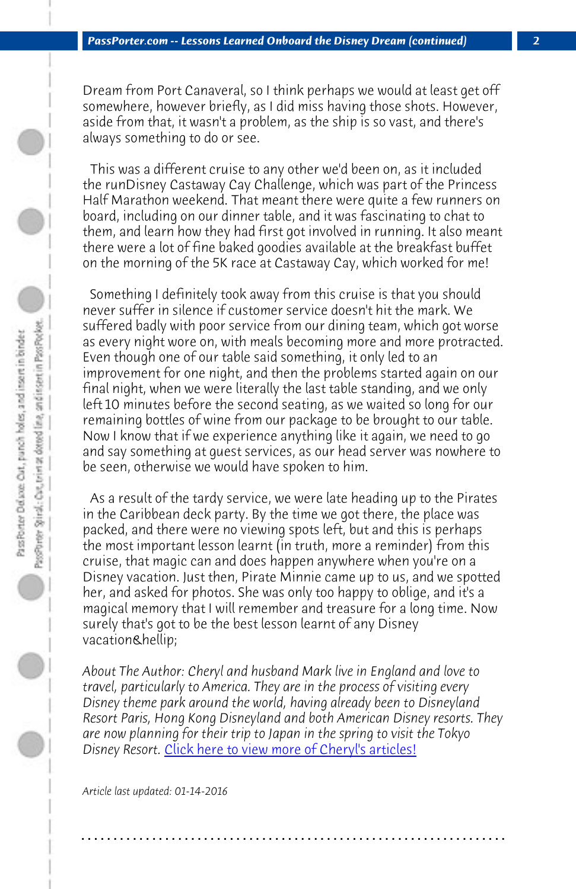Dream from Port Canaveral, so I think perhaps we would at least get off somewhere, however briefly, as I did miss having those shots. However, aside from that, it wasn't a problem, as the ship is so vast, and there's always something to do or see.

This was a different cruise to any other we'd been on, as it included the runDisney Castaway Cay Challenge, which was part of the Princess Half Marathon weekend. That meant there were quite a few runners on board, including on our dinner table, and it was fascinating to chat to them, and learn how they had first got involved in running. It also meant there were a lot of fine baked goodies available at the breakfast buffet on the morning of the 5K race at Castaway Cay, which worked for me!

Something I definitely took away from this cruise is that you should never suffer in silence if customer service doesn't hit the mark. We suffered badly with poor service from our dining team, which got worse as every night wore on, with meals becoming more and more protracted. Even though one of our table said something, it only led to an improvement for one night, and then the problems started again on our final night, when we were literally the last table standing, and we only left 10 minutes before the second seating, as we waited so long for our remaining bottles of wine from our package to be brought to our table. Now I know that if we experience anything like it again, we need to go and say something at guest services, as our head server was nowhere to be seen, otherwise we would have spoken to him.

As a result of the tardy service, we were late heading up to the Pirates in the Caribbean deck party. By the time we got there, the place was packed, and there were no viewing spots left, but and this is perhaps the most important lesson learnt (in truth, more a reminder) from this cruise, that magic can and does happen anywhere when you're on a Disney vacation. Just then, Pirate Minnie came up to us, and we spotted her, and asked for photos. She was only too happy to oblige, and it's a magical memory that I will remember and treasure for a long time. Now surely that's got to be the best lesson learnt of any Disney vacation&hellip;

*About The Author: Cheryl and husband Mark live in England and love to travel, particularly to America. They are in the process of visiting every Disney theme park around the world, having already been to Disneyland Resort Paris, Hong Kong Disneyland and both American Disney resorts. They are now planning for their trip to Japan in the spring to visit the Tokyo Disney Resort.* Click here to view more of Cheryl's articles!

*Article last updated: 01-14-2016*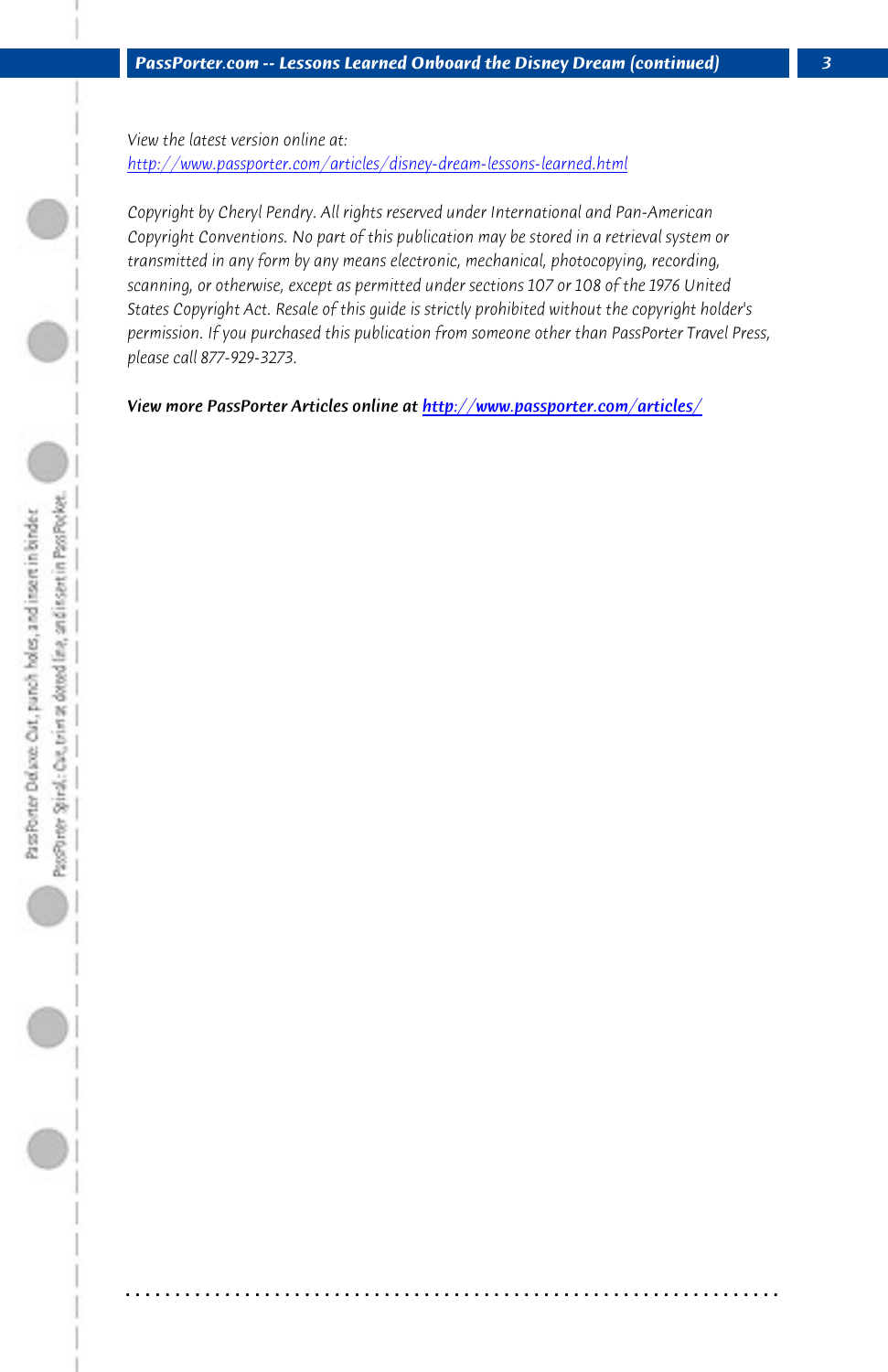*View the latest version online at:*
*http://www.passporter.com/articles/disney-dream-lessons-learned.html*

*Copyright by Cheryl Pendry. All rights reserved under International and Pan-American Copyright Conventions. No part of this publication may be stored in a retrieval system or transmitted in any form by any means electronic, mechanical, photocopying, recording, scanning, or otherwise, except as permitted under sections 107 or 108 of the 1976 United States Copyright Act. Resale of this guide is strictly prohibited without the copyright holder's permission. If you purchased this publication from someone other than PassPorter Travel Press, please call 877-929-3273.*

***View more PassPorter Articles online at http://www.passporter.com/articles/***